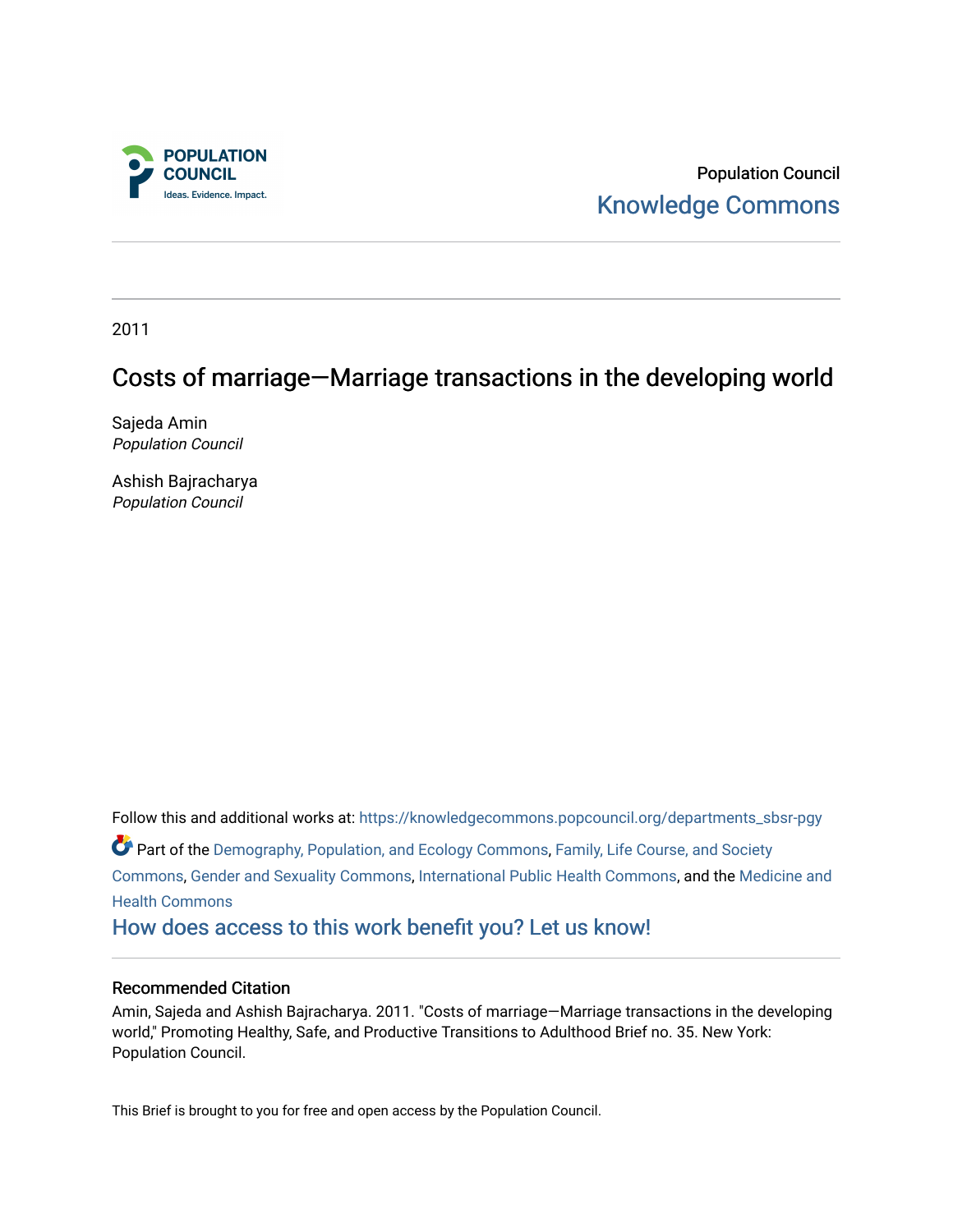Population Council

Knowledge Commons

2011

# Costs of marriage—Marriage transactions in the developing world

Sajeda Amin
*Population Council*

Ashish Bajracharya
*Population Council*

Follow this and additional works at: https://knowledgecommons.popcouncil.org/departments_sbsr-pgy

Part of the Demography, Population, and Ecology Commons, Family, Life Course, and Society Commons, Gender and Sexuality Commons, International Public Health Commons, and the Medicine and Health Commons

How does access to this work benefit you? Let us know!

## Recommended Citation

Amin, Sajeda and Ashish Bajracharya. 2011. "Costs of marriage—Marriage transactions in the developing world," Promoting Healthy, Safe, and Productive Transitions to Adulthood Brief no. 35. New York: Population Council.

This Brief is brought to you for free and open access by the Population Council.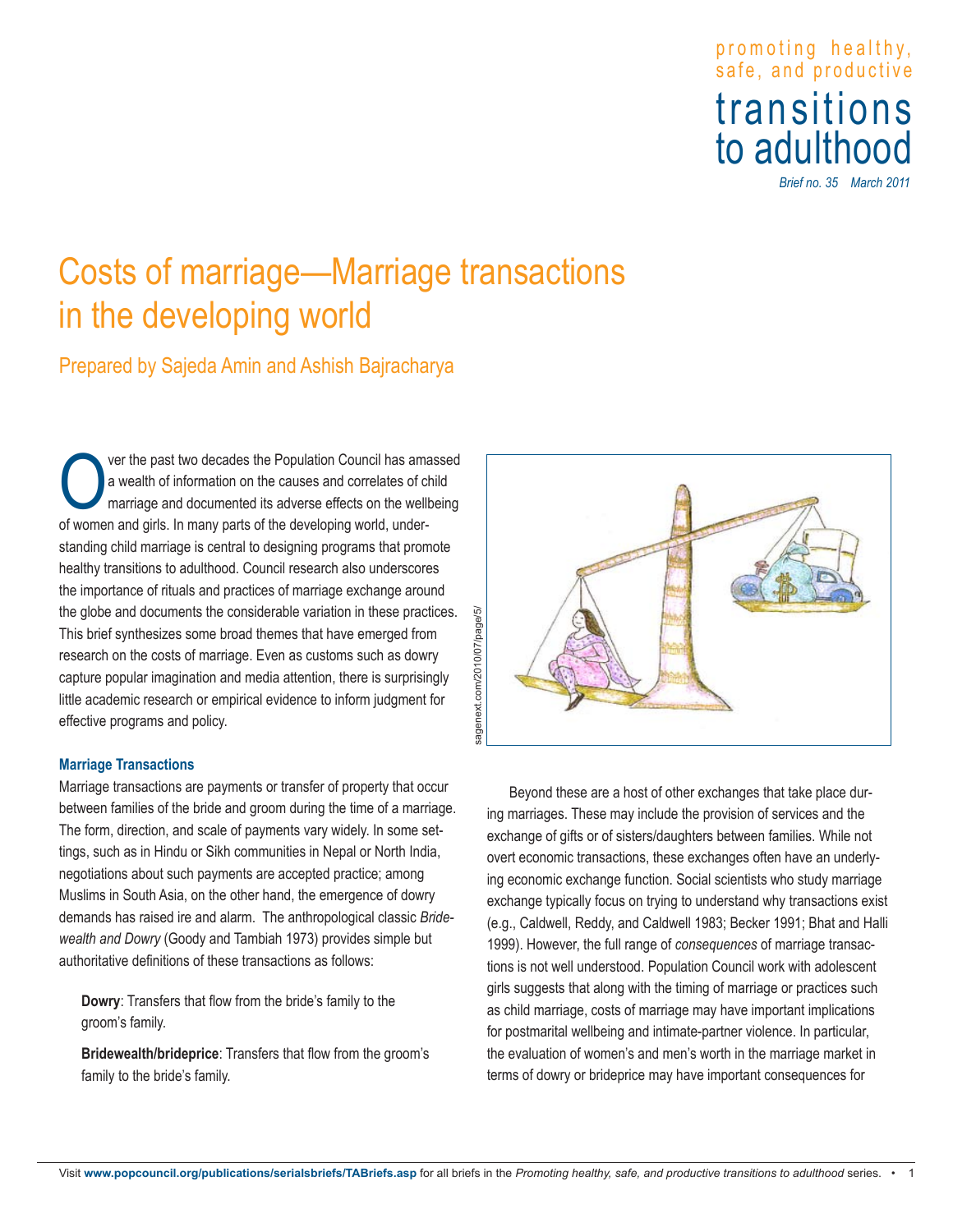promoting healthy, safe, and productive
# transitions to adulthood

*Brief no. 35 March 2011*

# Costs of marriage—Marriage transactions in the developing world

## Prepared by Sajeda Amin and Ashish Bajracharya

Over the past two decades the Population Council has amassed a wealth of information on the causes and correlates of child marriage and documented its adverse effects on the wellbeing of women and girls. In many parts of the developing world, understanding child marriage is central to designing programs that promote healthy transitions to adulthood. Council research also underscores the importance of rituals and practices of marriage exchange around the globe and documents the considerable variation in these practices. This brief synthesizes some broad themes that have emerged from research on the costs of marriage. Even as customs such as dowry capture popular imagination and media attention, there is surprisingly little academic research or empirical evidence to inform judgment for effective programs and policy.

sagenext.com/2010/07/page/5/

### Marriage Transactions

Marriage transactions are payments or transfer of property that occur between families of the bride and groom during the time of a marriage. The form, direction, and scale of payments vary widely. In some settings, such as in Hindu or Sikh communities in Nepal or North India, negotiations about such payments are accepted practice; among Muslims in South Asia, on the other hand, the emergence of dowry demands has raised ire and alarm. The anthropological classic *Bridewealth and Dowry* (Goody and Tambiah 1973) provides simple but authoritative definitions of these transactions as follows:

**Dowry**: Transfers that flow from the bride's family to the groom's family.

**Bridewealth/brideprice**: Transfers that flow from the groom's family to the bride's family.

Beyond these are a host of other exchanges that take place during marriages. These may include the provision of services and the exchange of gifts or of sisters/daughters between families. While not overt economic transactions, these exchanges often have an underlying economic exchange function. Social scientists who study marriage exchange typically focus on trying to understand why transactions exist (e.g., Caldwell, Reddy, and Caldwell 1983; Becker 1991; Bhat and Halli 1999). However, the full range of *consequences* of marriage transactions is not well understood. Population Council work with adolescent girls suggests that along with the timing of marriage or practices such as child marriage, costs of marriage may have important implications for postmarital wellbeing and intimate-partner violence. In particular, the evaluation of women's and men's worth in the marriage market in terms of dowry or brideprice may have important consequences for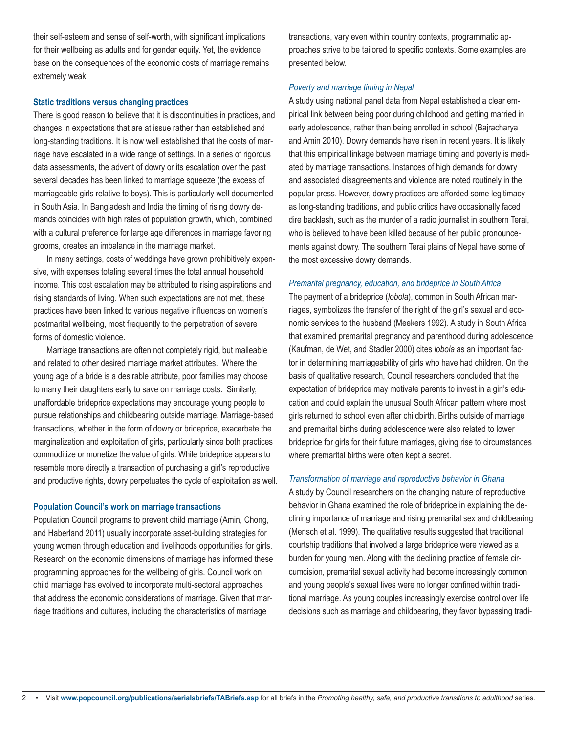their self-esteem and sense of self-worth, with significant implications for their wellbeing as adults and for gender equity. Yet, the evidence base on the consequences of the economic costs of marriage remains extremely weak.

### Static traditions versus changing practices

There is good reason to believe that it is discontinuities in practices, and changes in expectations that are at issue rather than established and long-standing traditions. It is now well established that the costs of marriage have escalated in a wide range of settings. In a series of rigorous data assessments, the advent of dowry or its escalation over the past several decades has been linked to marriage squeeze (the excess of marriageable girls relative to boys). This is particularly well documented in South Asia. In Bangladesh and India the timing of rising dowry demands coincides with high rates of population growth, which, combined with a cultural preference for large age differences in marriage favoring grooms, creates an imbalance in the marriage market.

In many settings, costs of weddings have grown prohibitively expensive, with expenses totaling several times the total annual household income. This cost escalation may be attributed to rising aspirations and rising standards of living. When such expectations are not met, these practices have been linked to various negative influences on women's postmarital wellbeing, most frequently to the perpetration of severe forms of domestic violence.

Marriage transactions are often not completely rigid, but malleable and related to other desired marriage market attributes. Where the young age of a bride is a desirable attribute, poor families may choose to marry their daughters early to save on marriage costs. Similarly, unaffordable brideprice expectations may encourage young people to pursue relationships and childbearing outside marriage. Marriage-based transactions, whether in the form of dowry or brideprice, exacerbate the marginalization and exploitation of girls, particularly since both practices commoditize or monetize the value of girls. While brideprice appears to resemble more directly a transaction of purchasing a girl's reproductive and productive rights, dowry perpetuates the cycle of exploitation as well.

### Population Council's work on marriage transactions

Population Council programs to prevent child marriage (Amin, Chong, and Haberland 2011) usually incorporate asset-building strategies for young women through education and livelihoods opportunities for girls. Research on the economic dimensions of marriage has informed these programming approaches for the wellbeing of girls. Council work on child marriage has evolved to incorporate multi-sectoral approaches that address the economic considerations of marriage. Given that marriage traditions and cultures, including the characteristics of marriage transactions, vary even within country contexts, programmatic approaches strive to be tailored to specific contexts. Some examples are presented below.

#### *Poverty and marriage timing in Nepal*

A study using national panel data from Nepal established a clear empirical link between being poor during childhood and getting married in early adolescence, rather than being enrolled in school (Bajracharya and Amin 2010). Dowry demands have risen in recent years. It is likely that this empirical linkage between marriage timing and poverty is mediated by marriage transactions. Instances of high demands for dowry and associated disagreements and violence are noted routinely in the popular press. However, dowry practices are afforded some legitimacy as long-standing traditions, and public critics have occasionally faced dire backlash, such as the murder of a radio journalist in southern Terai, who is believed to have been killed because of her public pronouncements against dowry. The southern Terai plains of Nepal have some of the most excessive dowry demands.

#### *Premarital pregnancy, education, and brideprice in South Africa*

The payment of a brideprice (*lobola*), common in South African marriages, symbolizes the transfer of the right of the girl's sexual and economic services to the husband (Meekers 1992). A study in South Africa that examined premarital pregnancy and parenthood during adolescence (Kaufman, de Wet, and Stadler 2000) cites *lobola* as an important factor in determining marriageability of girls who have had children. On the basis of qualitative research, Council researchers concluded that the expectation of brideprice may motivate parents to invest in a girl's education and could explain the unusual South African pattern where most girls returned to school even after childbirth. Births outside of marriage and premarital births during adolescence were also related to lower brideprice for girls for their future marriages, giving rise to circumstances where premarital births were often kept a secret.

#### *Transformation of marriage and reproductive behavior in Ghana*

A study by Council researchers on the changing nature of reproductive behavior in Ghana examined the role of brideprice in explaining the declining importance of marriage and rising premarital sex and childbearing (Mensch et al. 1999). The qualitative results suggested that traditional courtship traditions that involved a large brideprice were viewed as a burden for young men. Along with the declining practice of female circumcision, premarital sexual activity had become increasingly common and young people's sexual lives were no longer confined within traditional marriage. As young couples increasingly exercise control over life decisions such as marriage and childbearing, they favor bypassing tradi-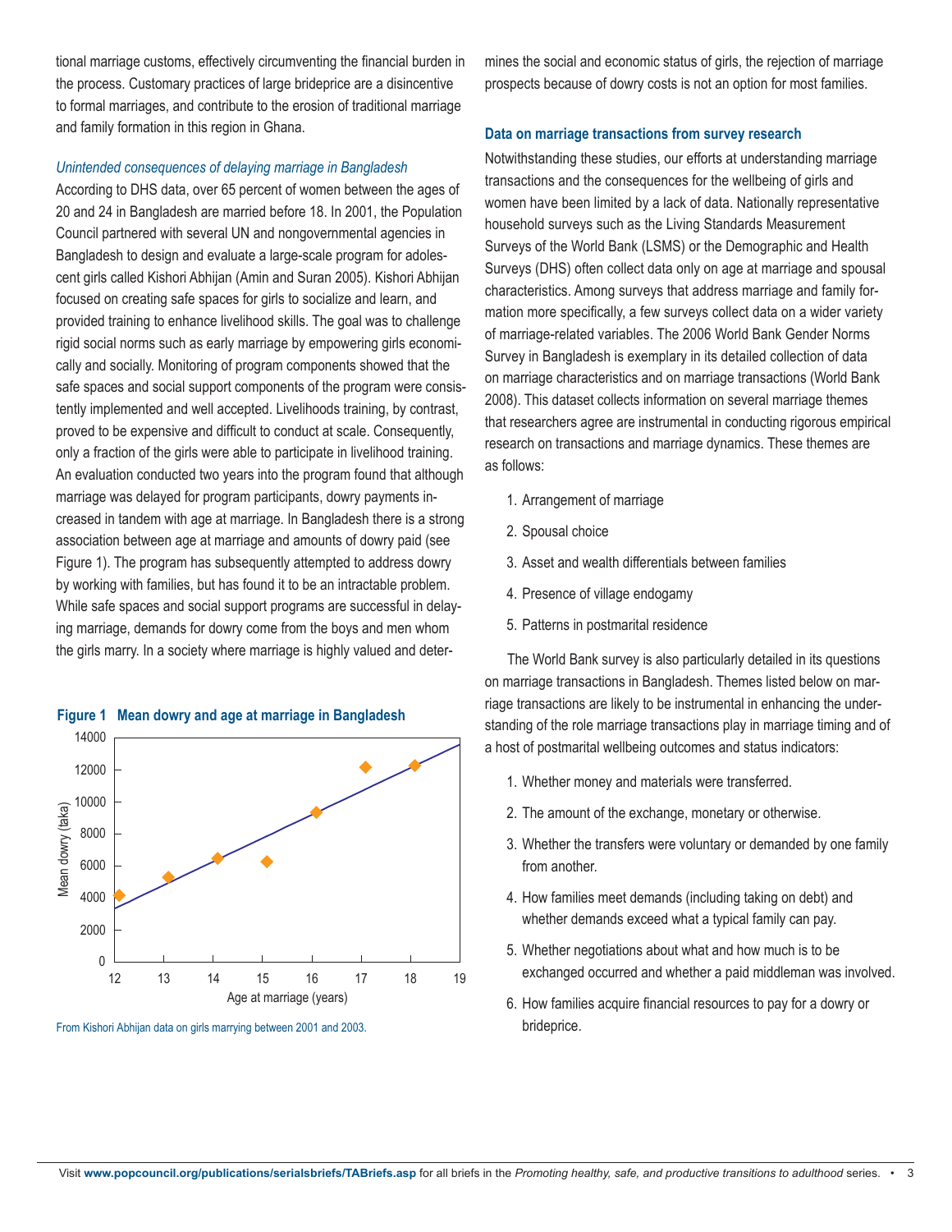tional marriage customs, effectively circumventing the financial burden in the process. Customary practices of large brideprice are a disincentive to formal marriages, and contribute to the erosion of traditional marriage and family formation in this region in Ghana.

*Unintended consequences of delaying marriage in Bangladesh*

According to DHS data, over 65 percent of women between the ages of 20 and 24 in Bangladesh are married before 18. In 2001, the Population Council partnered with several UN and nongovernmental agencies in Bangladesh to design and evaluate a large-scale program for adolescent girls called Kishori Abhijan (Amin and Suran 2005). Kishori Abhijan focused on creating safe spaces for girls to socialize and learn, and provided training to enhance livelihood skills. The goal was to challenge rigid social norms such as early marriage by empowering girls economically and socially. Monitoring of program components showed that the safe spaces and social support components of the program were consistently implemented and well accepted. Livelihoods training, by contrast, proved to be expensive and difficult to conduct at scale. Consequently, only a fraction of the girls were able to participate in livelihood training. An evaluation conducted two years into the program found that although marriage was delayed for program participants, dowry payments increased in tandem with age at marriage. In Bangladesh there is a strong association between age at marriage and amounts of dowry paid (see Figure 1). The program has subsequently attempted to address dowry by working with families, but has found it to be an intractable problem. While safe spaces and social support programs are successful in delaying marriage, demands for dowry come from the boys and men whom the girls marry. In a society where marriage is highly valued and determines the social and economic status of girls, the rejection of marriage prospects because of dowry costs is not an option for most families.

**Figure 1 Mean dowry and age at marriage in Bangladesh**

From Kishori Abhijan data on girls marrying between 2001 and 2003.

### Data on marriage transactions from survey research

Notwithstanding these studies, our efforts at understanding marriage transactions and the consequences for the wellbeing of girls and women have been limited by a lack of data. Nationally representative household surveys such as the Living Standards Measurement Surveys of the World Bank (LSMS) or the Demographic and Health Surveys (DHS) often collect data only on age at marriage and spousal characteristics. Among surveys that address marriage and family formation more specifically, a few surveys collect data on a wider variety of marriage-related variables. The 2006 World Bank Gender Norms Survey in Bangladesh is exemplary in its detailed collection of data on marriage characteristics and on marriage transactions (World Bank 2008). This dataset collects information on several marriage themes that researchers agree are instrumental in conducting rigorous empirical research on transactions and marriage dynamics. These themes are as follows:

1. Arrangement of marriage
2. Spousal choice
3. Asset and wealth differentials between families
4. Presence of village endogamy
5. Patterns in postmarital residence

The World Bank survey is also particularly detailed in its questions on marriage transactions in Bangladesh. Themes listed below on marriage transactions are likely to be instrumental in enhancing the understanding of the role marriage transactions play in marriage timing and of a host of postmarital wellbeing outcomes and status indicators:

1. Whether money and materials were transferred.
2. The amount of the exchange, monetary or otherwise.
3. Whether the transfers were voluntary or demanded by one family from another.
4. How families meet demands (including taking on debt) and whether demands exceed what a typical family can pay.
5. Whether negotiations about what and how much is to be exchanged occurred and whether a paid middleman was involved.
6. How families acquire financial resources to pay for a dowry or brideprice.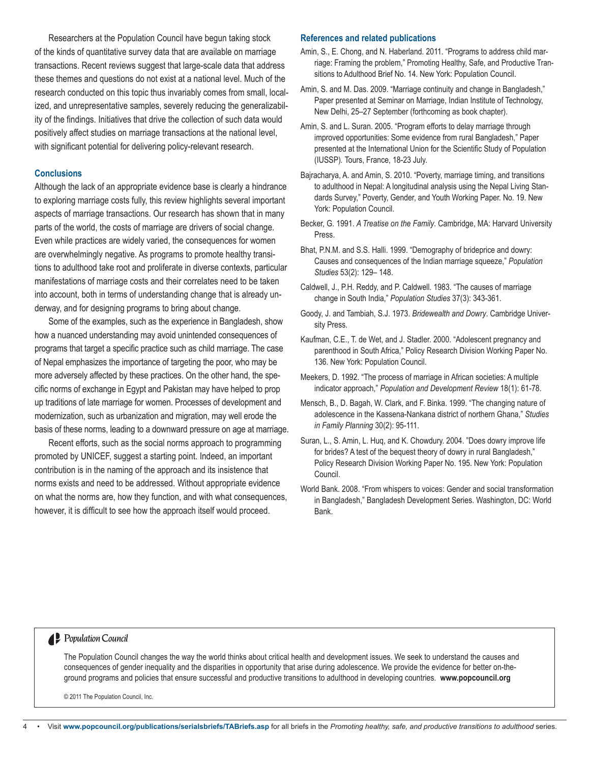Researchers at the Population Council have begun taking stock of the kinds of quantitative survey data that are available on marriage transactions. Recent reviews suggest that large-scale data that address these themes and questions do not exist at a national level. Much of the research conducted on this topic thus invariably comes from small, localized, and unrepresentative samples, severely reducing the generalizability of the findings. Initiatives that drive the collection of such data would positively affect studies on marriage transactions at the national level, with significant potential for delivering policy-relevant research.

### Conclusions

Although the lack of an appropriate evidence base is clearly a hindrance to exploring marriage costs fully, this review highlights several important aspects of marriage transactions. Our research has shown that in many parts of the world, the costs of marriage are drivers of social change. Even while practices are widely varied, the consequences for women are overwhelmingly negative. As programs to promote healthy transitions to adulthood take root and proliferate in diverse contexts, particular manifestations of marriage costs and their correlates need to be taken into account, both in terms of understanding change that is already underway, and for designing programs to bring about change.

Some of the examples, such as the experience in Bangladesh, show how a nuanced understanding may avoid unintended consequences of programs that target a specific practice such as child marriage. The case of Nepal emphasizes the importance of targeting the poor, who may be more adversely affected by these practices. On the other hand, the specific norms of exchange in Egypt and Pakistan may have helped to prop up traditions of late marriage for women. Processes of development and modernization, such as urbanization and migration, may well erode the basis of these norms, leading to a downward pressure on age at marriage.

Recent efforts, such as the social norms approach to programming promoted by UNICEF, suggest a starting point. Indeed, an important contribution is in the naming of the approach and its insistence that norms exists and need to be addressed. Without appropriate evidence on what the norms are, how they function, and with what consequences, however, it is difficult to see how the approach itself would proceed.

### References and related publications

Amin, S., E. Chong, and N. Haberland. 2011. "Programs to address child marriage: Framing the problem," Promoting Healthy, Safe, and Productive Transitions to Adulthood Brief No. 14. New York: Population Council.

Amin, S. and M. Das. 2009. "Marriage continuity and change in Bangladesh," Paper presented at Seminar on Marriage, Indian Institute of Technology, New Delhi, 25–27 September (forthcoming as book chapter).

Amin, S. and L. Suran. 2005. "Program efforts to delay marriage through improved opportunities: Some evidence from rural Bangladesh," Paper presented at the International Union for the Scientific Study of Population (IUSSP). Tours, France, 18-23 July.

Bajracharya, A. and Amin, S. 2010. "Poverty, marriage timing, and transitions to adulthood in Nepal: A longitudinal analysis using the Nepal Living Standards Survey," Poverty, Gender, and Youth Working Paper. No. 19. New York: Population Council.

Becker, G. 1991. *A Treatise on the Family*. Cambridge, MA: Harvard University Press.

Bhat, P.N.M. and S.S. Halli. 1999. "Demography of brideprice and dowry: Causes and consequences of the Indian marriage squeeze," *Population Studies* 53(2): 129– 148.

Caldwell, J., P.H. Reddy, and P. Caldwell. 1983. "The causes of marriage change in South India," *Population Studies* 37(3): 343-361.

Goody, J. and Tambiah, S.J. 1973. *Bridewealth and Dowry*. Cambridge University Press.

Kaufman, C.E., T. de Wet, and J. Stadler. 2000. "Adolescent pregnancy and parenthood in South Africa," Policy Research Division Working Paper No. 136. New York: Population Council.

Meekers, D. 1992. "The process of marriage in African societies: A multiple indicator approach," *Population and Development Review* 18(1): 61-78.

Mensch, B., D. Bagah, W. Clark, and F. Binka. 1999. "The changing nature of adolescence in the Kassena-Nankana district of northern Ghana," *Studies in Family Planning* 30(2): 95-111.

Suran, L., S. Amin, L. Huq, and K. Chowdury. 2004. "Does dowry improve life for brides? A test of the bequest theory of dowry in rural Bangladesh," Policy Research Division Working Paper No. 195. New York: Population Council.

World Bank. 2008. "From whispers to voices: Gender and social transformation in Bangladesh," Bangladesh Development Series. Washington, DC: World Bank.

*Population Council*

The Population Council changes the way the world thinks about critical health and development issues. We seek to understand the causes and consequences of gender inequality and the disparities in opportunity that arise during adolescence. We provide the evidence for better on-the-ground programs and policies that ensure successful and productive transitions to adulthood in developing countries. **www.popcouncil.org**

© 2011 The Population Council, Inc.